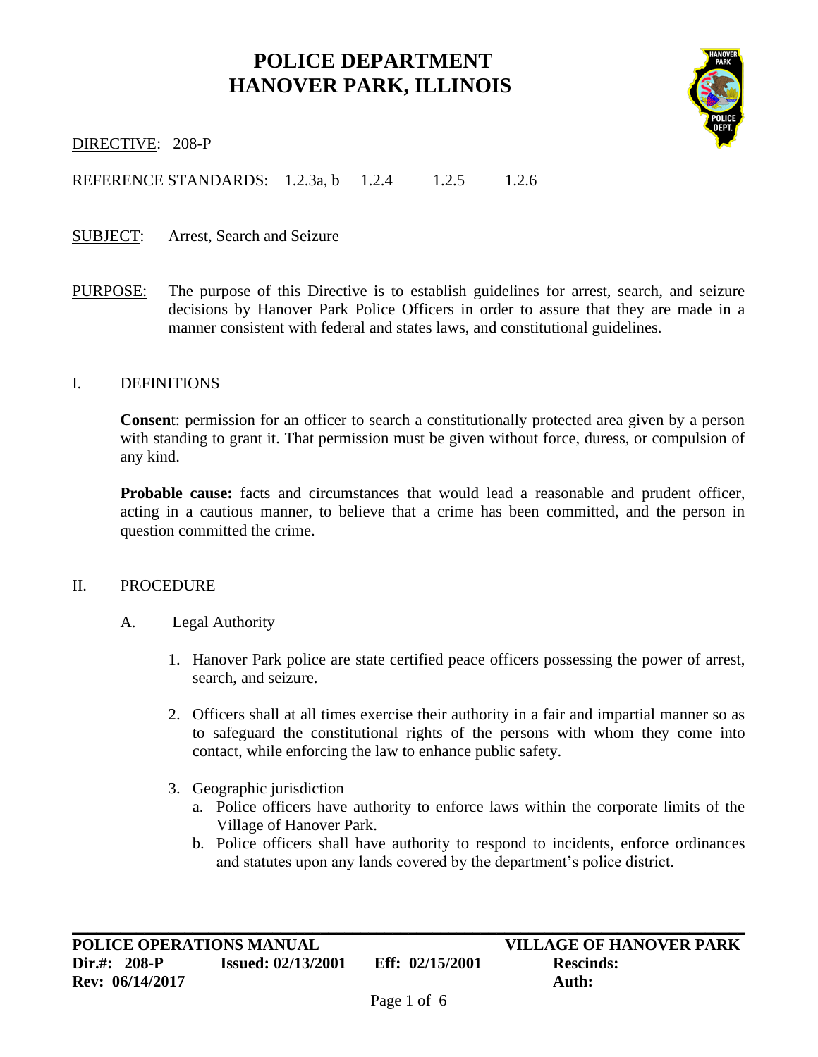# POLICE DEPARTMENT
# HANOVER PARK, ILLINOIS

DIRECTIVE: 208-P

REFERENCE STANDARDS: 1.2.3a, b 1.2.4 1.2.5 1.2.6

---

SUBJECT: Arrest, Search and Seizure

PURPOSE: The purpose of this Directive is to establish guidelines for arrest, search, and seizure decisions by Hanover Park Police Officers in order to assure that they are made in a manner consistent with federal and states laws, and constitutional guidelines.

## I. DEFINITIONS

**Consent**: permission for an officer to search a constitutionally protected area given by a person with standing to grant it. That permission must be given without force, duress, or compulsion of any kind.

**Probable cause:** facts and circumstances that would lead a reasonable and prudent officer, acting in a cautious manner, to believe that a crime has been committed, and the person in question committed the crime.

## II. PROCEDURE

### A. Legal Authority

1. Hanover Park police are state certified peace officers possessing the power of arrest, search, and seizure.
2. Officers shall at all times exercise their authority in a fair and impartial manner so as to safeguard the constitutional rights of the persons with whom they come into contact, while enforcing the law to enhance public safety.
3. Geographic jurisdiction
   a. Police officers have authority to enforce laws within the corporate limits of the Village of Hanover Park.
   b. Police officers shall have authority to respond to incidents, enforce ordinances and statutes upon any lands covered by the department's police district.

**POLICE OPERATIONS MANUAL** | **VILLAGE OF HANOVER PARK**
**Dir.#: 208-P** | **Issued: 02/13/2001** | **Eff: 02/15/2001** | **Rescinds:**
**Rev: 06/14/2017** | **Auth:**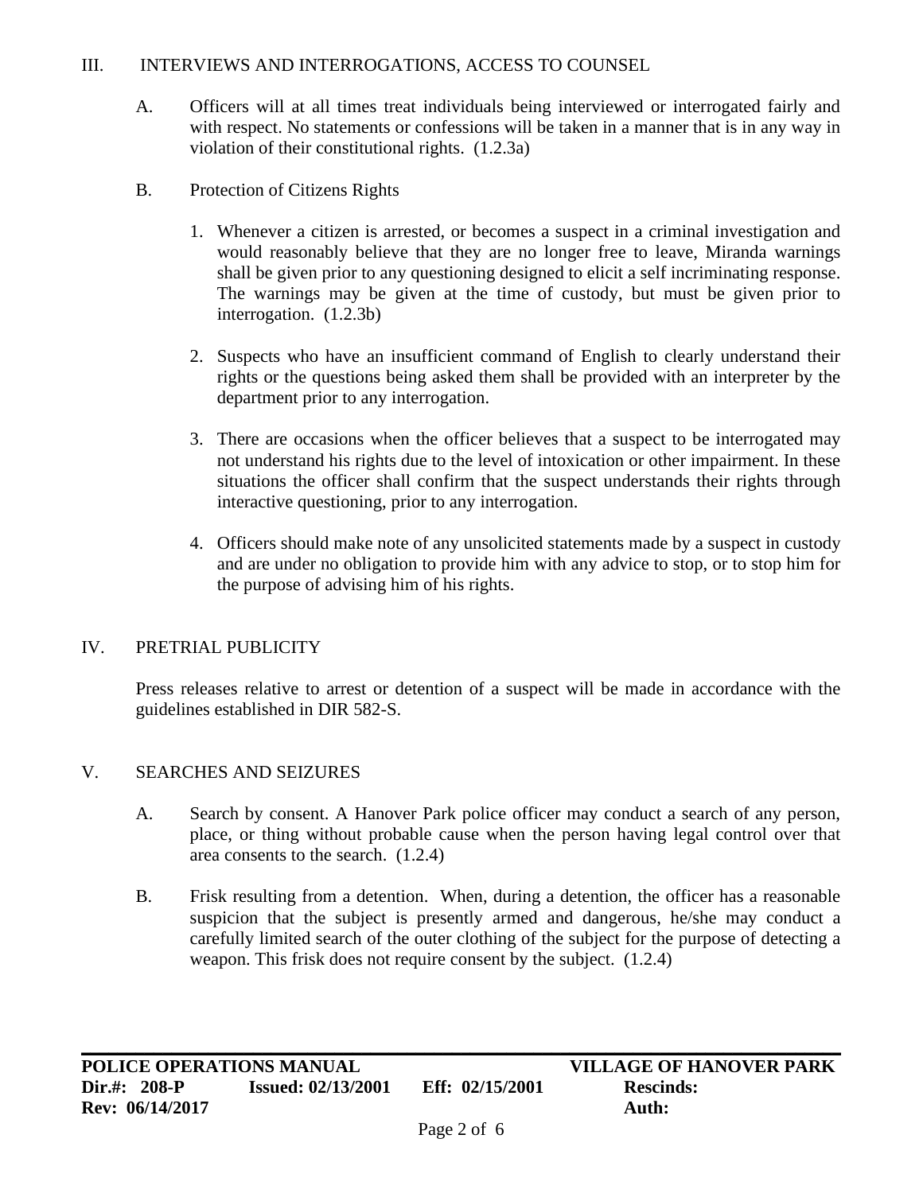## III. INTERVIEWS AND INTERROGATIONS, ACCESS TO COUNSEL

A. Officers will at all times treat individuals being interviewed or interrogated fairly and with respect. No statements or confessions will be taken in a manner that is in any way in violation of their constitutional rights. (1.2.3a)

B. Protection of Citizens Rights

1. Whenever a citizen is arrested, or becomes a suspect in a criminal investigation and would reasonably believe that they are no longer free to leave, Miranda warnings shall be given prior to any questioning designed to elicit a self incriminating response. The warnings may be given at the time of custody, but must be given prior to interrogation. (1.2.3b)

2. Suspects who have an insufficient command of English to clearly understand their rights or the questions being asked them shall be provided with an interpreter by the department prior to any interrogation.

3. There are occasions when the officer believes that a suspect to be interrogated may not understand his rights due to the level of intoxication or other impairment. In these situations the officer shall confirm that the suspect understands their rights through interactive questioning, prior to any interrogation.

4. Officers should make note of any unsolicited statements made by a suspect in custody and are under no obligation to provide him with any advice to stop, or to stop him for the purpose of advising him of his rights.

## IV. PRETRIAL PUBLICITY

Press releases relative to arrest or detention of a suspect will be made in accordance with the guidelines established in DIR 582-S.

## V. SEARCHES AND SEIZURES

A. Search by consent. A Hanover Park police officer may conduct a search of any person, place, or thing without probable cause when the person having legal control over that area consents to the search. (1.2.4)

B. Frisk resulting from a detention. When, during a detention, the officer has a reasonable suspicion that the subject is presently armed and dangerous, he/she may conduct a carefully limited search of the outer clothing of the subject for the purpose of detecting a weapon. This frisk does not require consent by the subject. (1.2.4)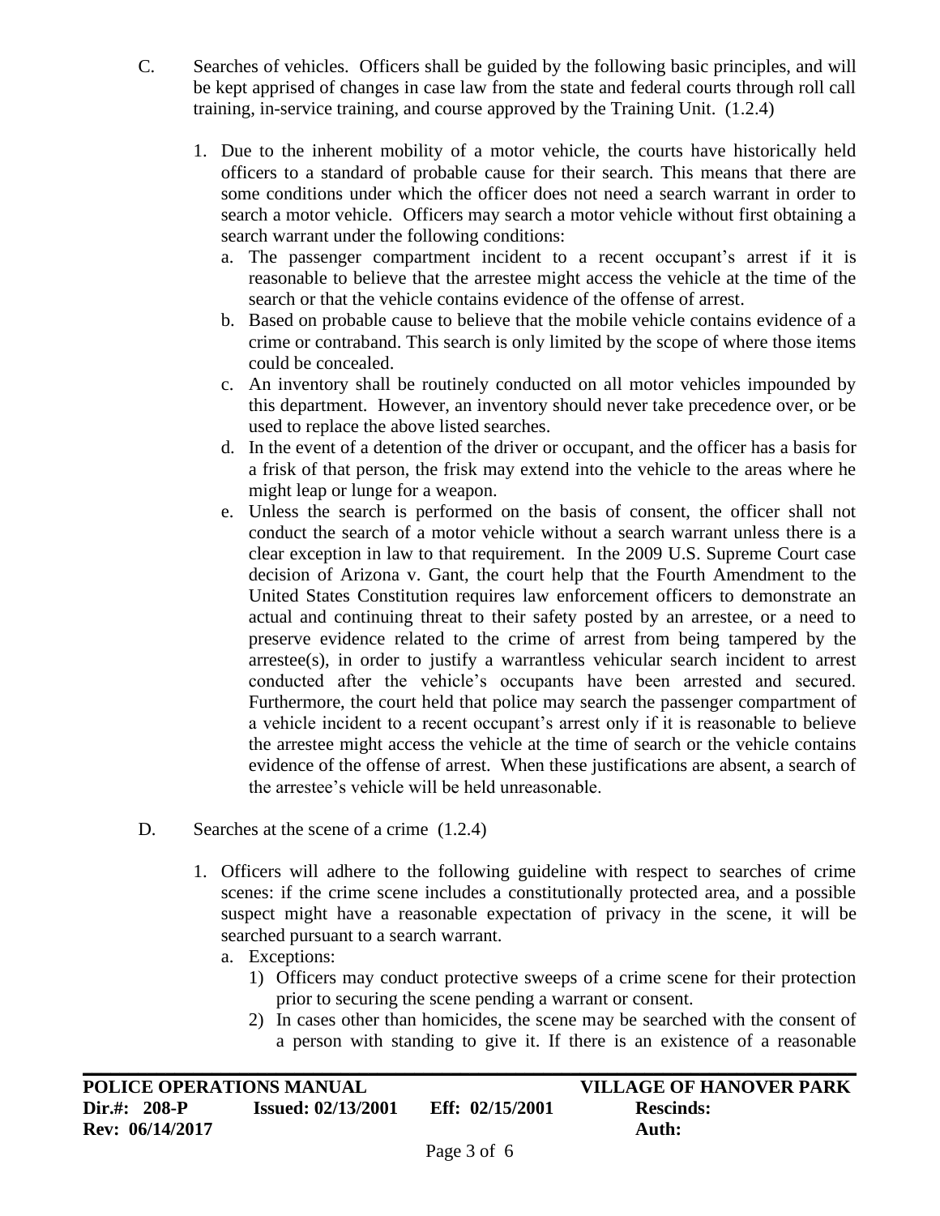C. Searches of vehicles. Officers shall be guided by the following basic principles, and will be kept apprised of changes in case law from the state and federal courts through roll call training, in-service training, and course approved by the Training Unit. (1.2.4)

1. Due to the inherent mobility of a motor vehicle, the courts have historically held officers to a standard of probable cause for their search. This means that there are some conditions under which the officer does not need a search warrant in order to search a motor vehicle. Officers may search a motor vehicle without first obtaining a search warrant under the following conditions:
   a. The passenger compartment incident to a recent occupant's arrest if it is reasonable to believe that the arrestee might access the vehicle at the time of the search or that the vehicle contains evidence of the offense of arrest.
   b. Based on probable cause to believe that the mobile vehicle contains evidence of a crime or contraband. This search is only limited by the scope of where those items could be concealed.
   c. An inventory shall be routinely conducted on all motor vehicles impounded by this department. However, an inventory should never take precedence over, or be used to replace the above listed searches.
   d. In the event of a detention of the driver or occupant, and the officer has a basis for a frisk of that person, the frisk may extend into the vehicle to the areas where he might leap or lunge for a weapon.
   e. Unless the search is performed on the basis of consent, the officer shall not conduct the search of a motor vehicle without a search warrant unless there is a clear exception in law to that requirement. In the 2009 U.S. Supreme Court case decision of Arizona v. Gant, the court help that the Fourth Amendment to the United States Constitution requires law enforcement officers to demonstrate an actual and continuing threat to their safety posted by an arrestee, or a need to preserve evidence related to the crime of arrest from being tampered by the arrestee(s), in order to justify a warrantless vehicular search incident to arrest conducted after the vehicle's occupants have been arrested and secured. Furthermore, the court held that police may search the passenger compartment of a vehicle incident to a recent occupant's arrest only if it is reasonable to believe the arrestee might access the vehicle at the time of search or the vehicle contains evidence of the offense of arrest. When these justifications are absent, a search of the arrestee's vehicle will be held unreasonable.

D. Searches at the scene of a crime (1.2.4)

1. Officers will adhere to the following guideline with respect to searches of crime scenes: if the crime scene includes a constitutionally protected area, and a possible suspect might have a reasonable expectation of privacy in the scene, it will be searched pursuant to a search warrant.
   a. Exceptions:
      1) Officers may conduct protective sweeps of a crime scene for their protection prior to securing the scene pending a warrant or consent.
      2) In cases other than homicides, the scene may be searched with the consent of a person with standing to give it. If there is an existence of a reasonable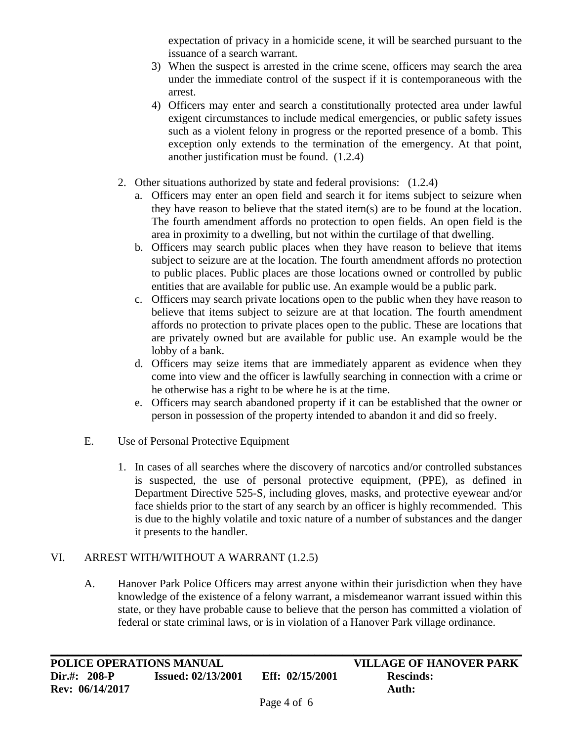expectation of privacy in a homicide scene, it will be searched pursuant to the issuance of a search warrant.

3) When the suspect is arrested in the crime scene, officers may search the area under the immediate control of the suspect if it is contemporaneous with the arrest.
4) Officers may enter and search a constitutionally protected area under lawful exigent circumstances to include medical emergencies, or public safety issues such as a violent felony in progress or the reported presence of a bomb. This exception only extends to the termination of the emergency. At that point, another justification must be found. (1.2.4)

2. Other situations authorized by state and federal provisions: (1.2.4)
   a. Officers may enter an open field and search it for items subject to seizure when they have reason to believe that the stated item(s) are to be found at the location. The fourth amendment affords no protection to open fields. An open field is the area in proximity to a dwelling, but not within the curtilage of that dwelling.
   b. Officers may search public places when they have reason to believe that items subject to seizure are at the location. The fourth amendment affords no protection to public places. Public places are those locations owned or controlled by public entities that are available for public use. An example would be a public park.
   c. Officers may search private locations open to the public when they have reason to believe that items subject to seizure are at that location. The fourth amendment affords no protection to private places open to the public. These are locations that are privately owned but are available for public use. An example would be the lobby of a bank.
   d. Officers may seize items that are immediately apparent as evidence when they come into view and the officer is lawfully searching in connection with a crime or he otherwise has a right to be where he is at the time.
   e. Officers may search abandoned property if it can be established that the owner or person in possession of the property intended to abandon it and did so freely.

E. Use of Personal Protective Equipment

1. In cases of all searches where the discovery of narcotics and/or controlled substances is suspected, the use of personal protective equipment, (PPE), as defined in Department Directive 525-S, including gloves, masks, and protective eyewear and/or face shields prior to the start of any search by an officer is highly recommended. This is due to the highly volatile and toxic nature of a number of substances and the danger it presents to the handler.

## VI. ARREST WITH/WITHOUT A WARRANT (1.2.5)

A. Hanover Park Police Officers may arrest anyone within their jurisdiction when they have knowledge of the existence of a felony warrant, a misdemeanor warrant issued within this state, or they have probable cause to believe that the person has committed a violation of federal or state criminal laws, or is in violation of a Hanover Park village ordinance.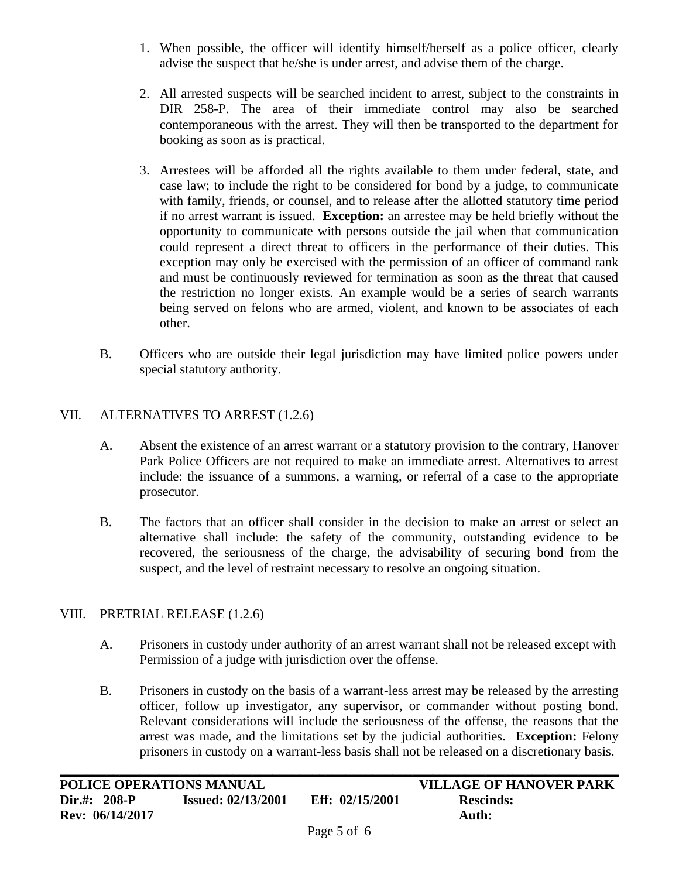1. When possible, the officer will identify himself/herself as a police officer, clearly advise the suspect that he/she is under arrest, and advise them of the charge.

2. All arrested suspects will be searched incident to arrest, subject to the constraints in DIR 258-P. The area of their immediate control may also be searched contemporaneous with the arrest. They will then be transported to the department for booking as soon as is practical.

3. Arrestees will be afforded all the rights available to them under federal, state, and case law; to include the right to be considered for bond by a judge, to communicate with family, friends, or counsel, and to release after the allotted statutory time period if no arrest warrant is issued. **Exception:** an arrestee may be held briefly without the opportunity to communicate with persons outside the jail when that communication could represent a direct threat to officers in the performance of their duties. This exception may only be exercised with the permission of an officer of command rank and must be continuously reviewed for termination as soon as the threat that caused the restriction no longer exists. An example would be a series of search warrants being served on felons who are armed, violent, and known to be associates of each other.

B. Officers who are outside their legal jurisdiction may have limited police powers under special statutory authority.

## VII. ALTERNATIVES TO ARREST (1.2.6)

A. Absent the existence of an arrest warrant or a statutory provision to the contrary, Hanover Park Police Officers are not required to make an immediate arrest. Alternatives to arrest include: the issuance of a summons, a warning, or referral of a case to the appropriate prosecutor.

B. The factors that an officer shall consider in the decision to make an arrest or select an alternative shall include: the safety of the community, outstanding evidence to be recovered, the seriousness of the charge, the advisability of securing bond from the suspect, and the level of restraint necessary to resolve an ongoing situation.

## VIII. PRETRIAL RELEASE (1.2.6)

A. Prisoners in custody under authority of an arrest warrant shall not be released except with Permission of a judge with jurisdiction over the offense.

B. Prisoners in custody on the basis of a warrant-less arrest may be released by the arresting officer, follow up investigator, any supervisor, or commander without posting bond. Relevant considerations will include the seriousness of the offense, the reasons that the arrest was made, and the limitations set by the judicial authorities. **Exception:** Felony prisoners in custody on a warrant-less basis shall not be released on a discretionary basis.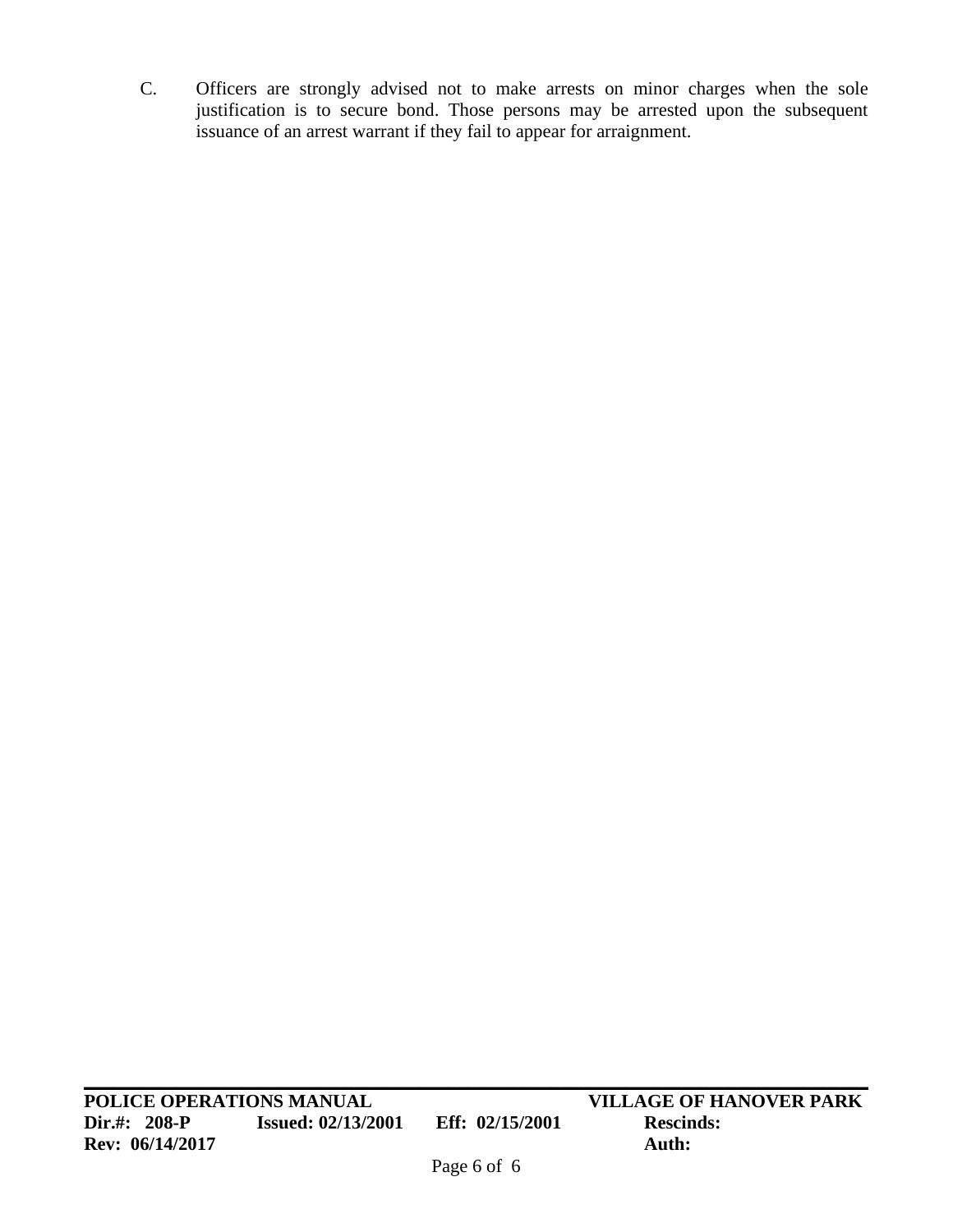C. Officers are strongly advised not to make arrests on minor charges when the sole justification is to secure bond. Those persons may be arrested upon the subsequent issuance of an arrest warrant if they fail to appear for arraignment.